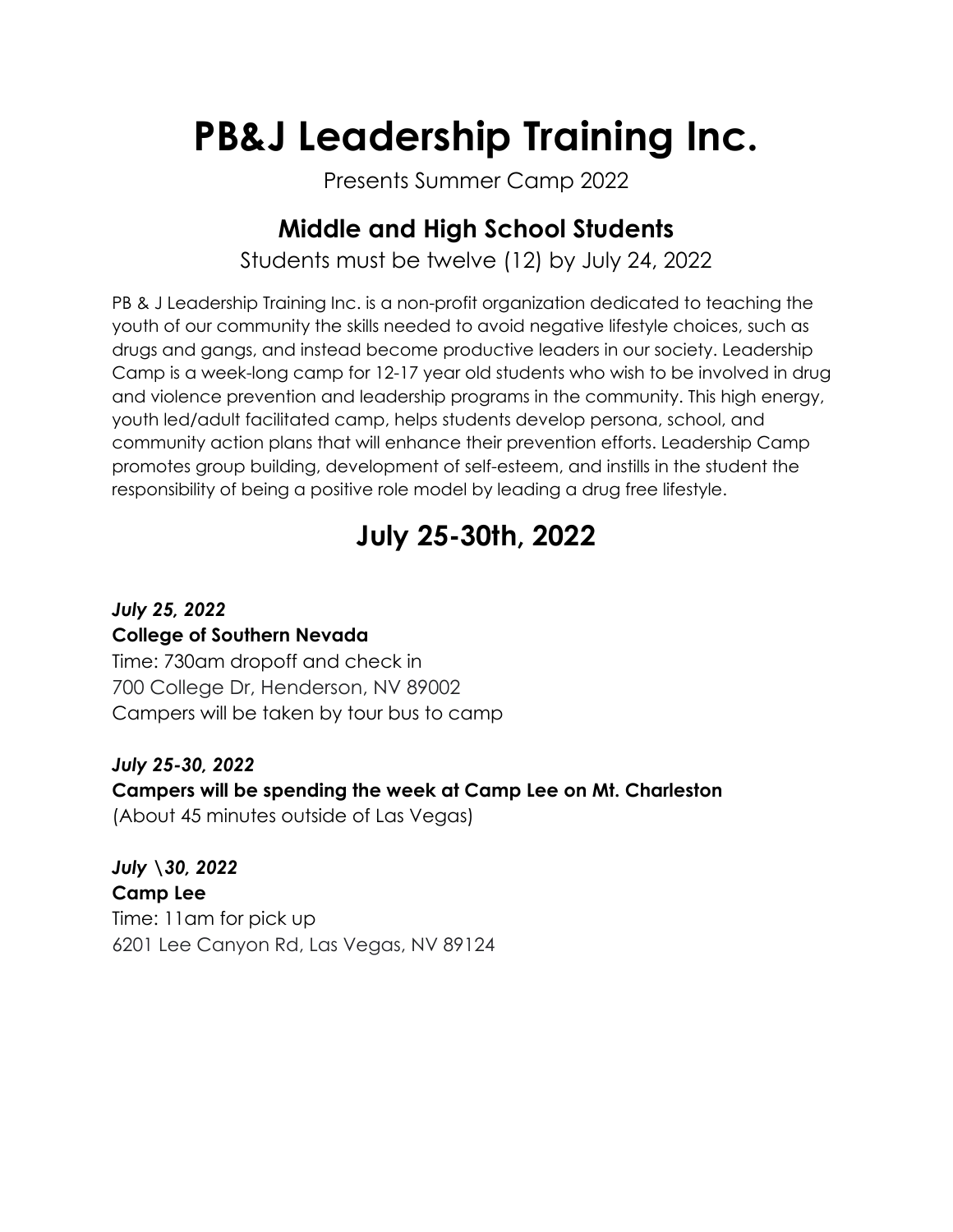# PB&J Leadership Training Inc.

Presents Summer Camp 2022

## Middle and High School Students

Students must be twelve (12) by July 24, 2022

PB & J Leadership Training Inc. is a non-profit organization dedicated to teaching the youth of our community the skills needed to avoid negative lifestyle choices, such as drugs and gangs, and instead become productive leaders in our society. Leadership Camp is a week-long camp for 12-17 year old students who wish to be involved in drug and violence prevention and leadership programs in the community. This high energy, youth led/adult facilitated camp, helps students develop persona, school, and community action plans that will enhance their prevention efforts. Leadership Camp promotes group building, development of self-esteem, and instills in the student the responsibility of being a positive role model by leading a drug free lifestyle.

## July 25-30th, 2022

***July 25, 2022***
**College of Southern Nevada**
Time: 730am dropoff and check in
700 College Dr, Henderson, NV 89002
Campers will be taken by tour bus to camp

***July 25-30, 2022***
**Campers will be spending the week at Camp Lee on Mt. Charleston**
(About 45 minutes outside of Las Vegas)

***July \30, 2022***
**Camp Lee**
Time: 11am for pick up
6201 Lee Canyon Rd, Las Vegas, NV 89124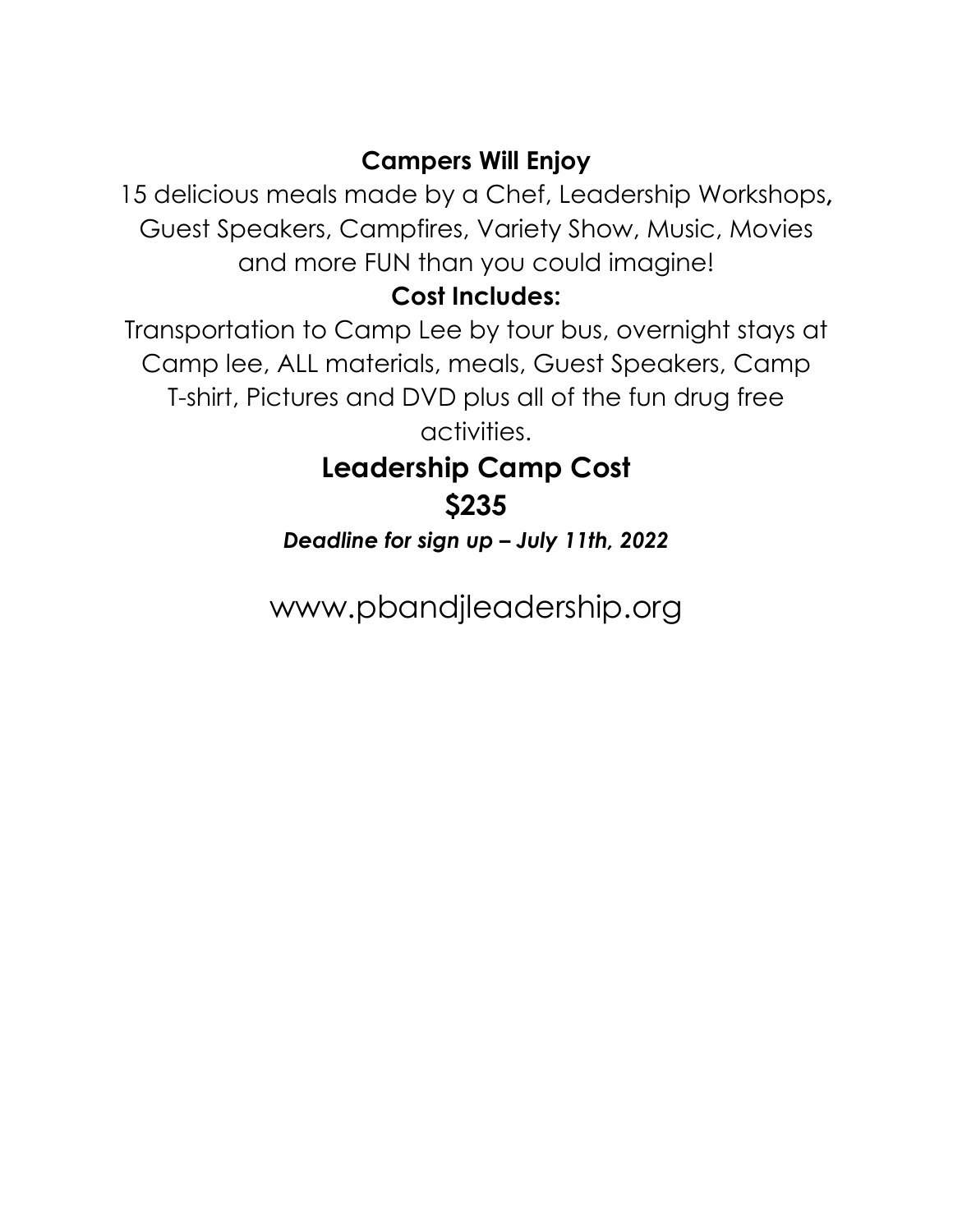**Campers Will Enjoy**

15 delicious meals made by a Chef, Leadership Workshops, Guest Speakers, Campfires, Variety Show, Music, Movies and more FUN than you could imagine!

**Cost Includes:**

Transportation to Camp Lee by tour bus, overnight stays at Camp lee, ALL materials, meals, Guest Speakers, Camp T-shirt, Pictures and DVD plus all of the fun drug free activities.

## Leadership Camp Cost

## $235

***Deadline for sign up – July 11th, 2022***

www.pbandjleadership.org